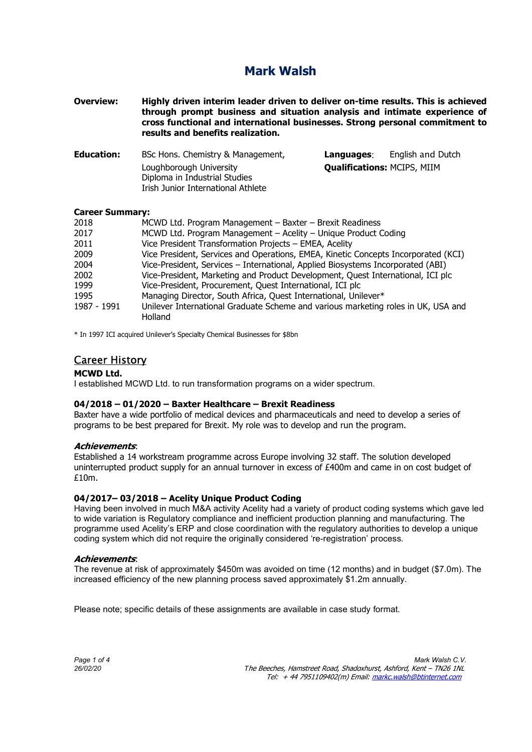# Mark Walsh

**Overview:** **Highly driven interim leader driven to deliver on-time results. This is achieved through prompt business and situation analysis and intimate experience of cross functional and international businesses. Strong personal commitment to results and benefits realization.**

**Education:** BSc Hons. Chemistry & Management,
Loughborough University
Diploma in Industrial Studies
Irish Junior International Athlete

**Languages**: English and Dutch
**Qualifications:** MCIPS, MIIM

**Career Summary:**

| | |
|---|---|
| 2018 | MCWD Ltd. Program Management – Baxter – Brexit Readiness |
| 2017 | MCWD Ltd. Program Management – Acelity – Unique Product Coding |
| 2011 | Vice President Transformation Projects – EMEA, Acelity |
| 2009 | Vice President, Services and Operations, EMEA, Kinetic Concepts Incorporated (KCI) |
| 2004 | Vice-President, Services – International, Applied Biosystems Incorporated (ABI) |
| 2002 | Vice-President, Marketing and Product Development, Quest International, ICI plc |
| 1999 | Vice-President, Procurement, Quest International, ICI plc |
| 1995 | Managing Director, South Africa, Quest International, Unilever* |
| 1987 - 1991 | Unilever International Graduate Scheme and various marketing roles in UK, USA and Holland |

* In 1997 ICI acquired Unilever's Specialty Chemical Businesses for $8bn

## Career History

**MCWD Ltd.**
I established MCWD Ltd. to run transformation programs on a wider spectrum.

**04/2018 – 01/2020 – Baxter Healthcare – Brexit Readiness**
Baxter have a wide portfolio of medical devices and pharmaceuticals and need to develop a series of programs to be best prepared for Brexit. My role was to develop and run the program.

***Achievements***:
Established a 14 workstream programme across Europe involving 32 staff. The solution developed uninterrupted product supply for an annual turnover in excess of £400m and came in on cost budget of £10m.

**04/2017– 03/2018 – Acelity Unique Product Coding**
Having been involved in much M&A activity Acelity had a variety of product coding systems which gave led to wide variation is Regulatory compliance and inefficient production planning and manufacturing. The programme used Acelity's ERP and close coordination with the regulatory authorities to develop a unique coding system which did not require the originally considered 're-registration' process.

***Achievements***:
The revenue at risk of approximately $450m was avoided on time (12 months) and in budget ($7.0m). The increased efficiency of the new planning process saved approximately $1.2m annually.

Please note; specific details of these assignments are available in case study format.

*26/02/20*

*Mark Walsh C.V.*
*The Beeches, Hamstreet Road, Shadoxhurst, Ashford, Kent – TN26 1NL*
*Tel: + 44 7951109402(m) Email: markc.walsh@btinternet.com*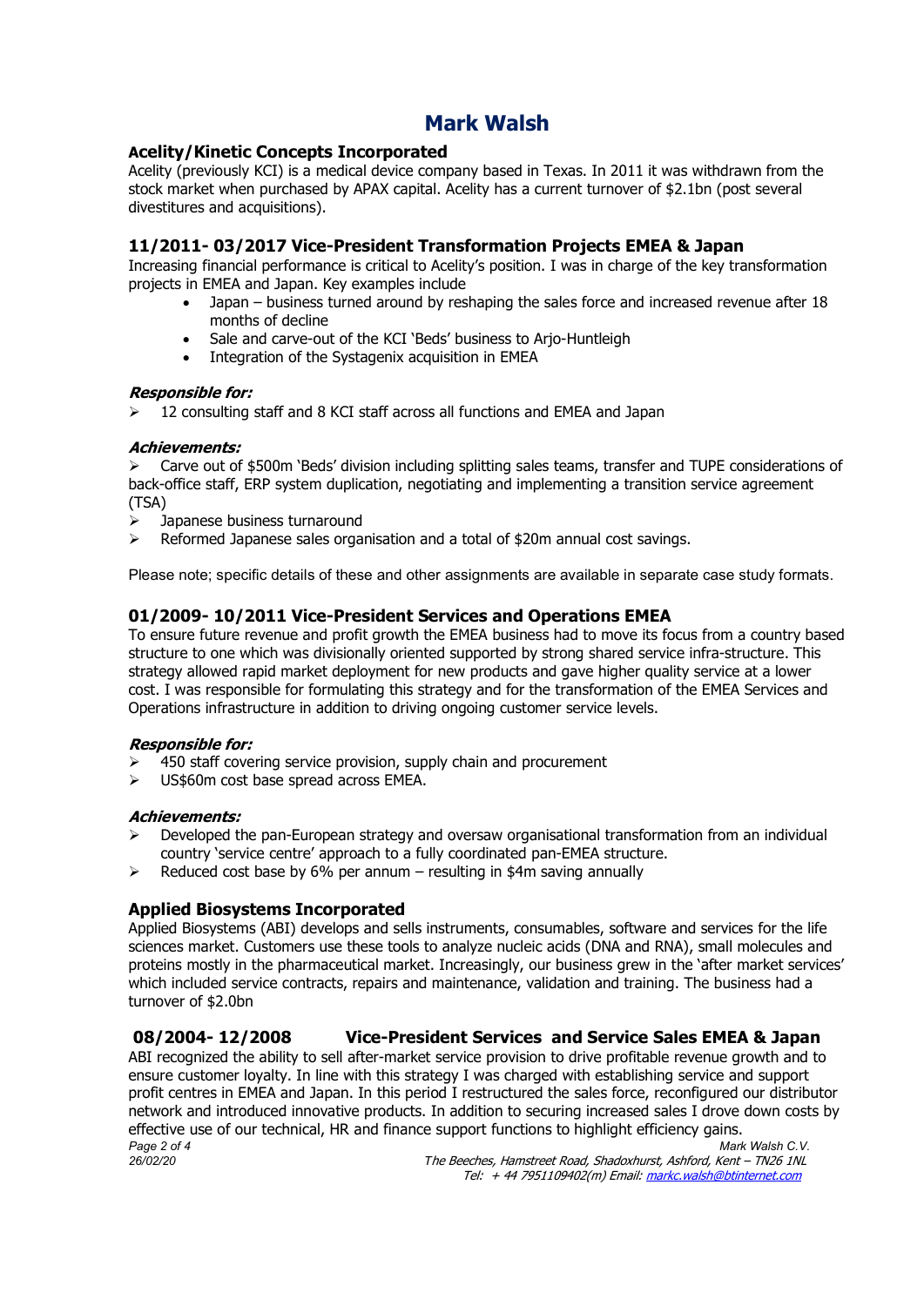# Mark Walsh

### Acelity/Kinetic Concepts Incorporated

Acelity (previously KCI) is a medical device company based in Texas. In 2011 it was withdrawn from the stock market when purchased by APAX capital. Acelity has a current turnover of $2.1bn (post several divestitures and acquisitions).

## 11/2011- 03/2017 Vice-President Transformation Projects EMEA & Japan

Increasing financial performance is critical to Acelity's position. I was in charge of the key transformation projects in EMEA and Japan. Key examples include

- Japan – business turned around by reshaping the sales force and increased revenue after 18 months of decline
- Sale and carve-out of the KCI 'Beds' business to Arjo-Huntleigh
- Integration of the Systagenix acquisition in EMEA

***Responsible for:***

- 12 consulting staff and 8 KCI staff across all functions and EMEA and Japan

***Achievements:***

- Carve out of $500m 'Beds' division including splitting sales teams, transfer and TUPE considerations of back-office staff, ERP system duplication, negotiating and implementing a transition service agreement (TSA)
- Japanese business turnaround
- Reformed Japanese sales organisation and a total of $20m annual cost savings.

Please note; specific details of these and other assignments are available in separate case study formats.

## 01/2009- 10/2011 Vice-President Services and Operations EMEA

To ensure future revenue and profit growth the EMEA business had to move its focus from a country based structure to one which was divisionally oriented supported by strong shared service infra-structure. This strategy allowed rapid market deployment for new products and gave higher quality service at a lower cost. I was responsible for formulating this strategy and for the transformation of the EMEA Services and Operations infrastructure in addition to driving ongoing customer service levels.

***Responsible for:***

- 450 staff covering service provision, supply chain and procurement
- US$60m cost base spread across EMEA.

***Achievements:***

- Developed the pan-European strategy and oversaw organisational transformation from an individual country 'service centre' approach to a fully coordinated pan-EMEA structure.
- Reduced cost base by 6% per annum – resulting in $4m saving annually

### Applied Biosystems Incorporated

Applied Biosystems (ABI) develops and sells instruments, consumables, software and services for the life sciences market. Customers use these tools to analyze nucleic acids (DNA and RNA), small molecules and proteins mostly in the pharmaceutical market. Increasingly, our business grew in the 'after market services' which included service contracts, repairs and maintenance, validation and training. The business had a turnover of $2.0bn

## 08/2004- 12/2008 Vice-President Services and Service Sales EMEA & Japan

ABI recognized the ability to sell after-market service provision to drive profitable revenue growth and to ensure customer loyalty. In line with this strategy I was charged with establishing service and support profit centres in EMEA and Japan. In this period I restructured the sales force, reconfigured our distributor network and introduced innovative products. In addition to securing increased sales I drove down costs by effective use of our technical, HR and finance support functions to highlight efficiency gains.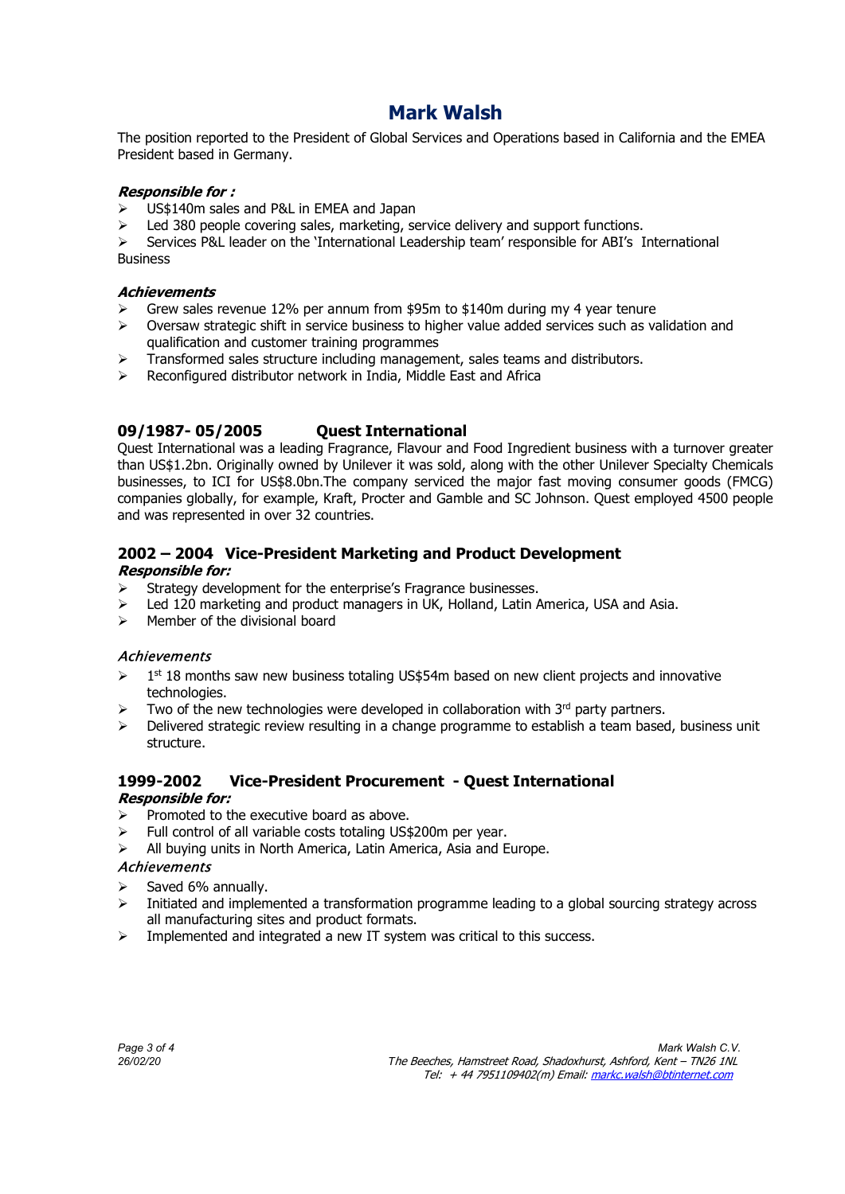# Mark Walsh

The position reported to the President of Global Services and Operations based in California and the EMEA President based in Germany.

***Responsible for :***

- US$140m sales and P&L in EMEA and Japan
- Led 380 people covering sales, marketing, service delivery and support functions.
- Services P&L leader on the 'International Leadership team' responsible for ABI's International Business

***Achievements***

- Grew sales revenue 12% per annum from $95m to $140m during my 4 year tenure
- Oversaw strategic shift in service business to higher value added services such as validation and qualification and customer training programmes
- Transformed sales structure including management, sales teams and distributors.
- Reconfigured distributor network in India, Middle East and Africa

## 09/1987- 05/2005 Quest International

Quest International was a leading Fragrance, Flavour and Food Ingredient business with a turnover greater than US$1.2bn. Originally owned by Unilever it was sold, along with the other Unilever Specialty Chemicals businesses, to ICI for US$8.0bn.The company serviced the major fast moving consumer goods (FMCG) companies globally, for example, Kraft, Procter and Gamble and SC Johnson. Quest employed 4500 people and was represented in over 32 countries.

### 2002 – 2004 Vice-President Marketing and Product Development

***Responsible for:***

- Strategy development for the enterprise's Fragrance businesses.
- Led 120 marketing and product managers in UK, Holland, Latin America, USA and Asia.
- Member of the divisional board

*Achievements*

- 1st 18 months saw new business totaling US$54m based on new client projects and innovative technologies.
- Two of the new technologies were developed in collaboration with 3rd party partners.
- Delivered strategic review resulting in a change programme to establish a team based, business unit structure.

### 1999-2002 Vice-President Procurement - Quest International

***Responsible for:***

- Promoted to the executive board as above.
- Full control of all variable costs totaling US$200m per year.
- All buying units in North America, Latin America, Asia and Europe.

*Achievements*

- Saved 6% annually.
- Initiated and implemented a transformation programme leading to a global sourcing strategy across all manufacturing sites and product formats.
- Implemented and integrated a new IT system was critical to this success.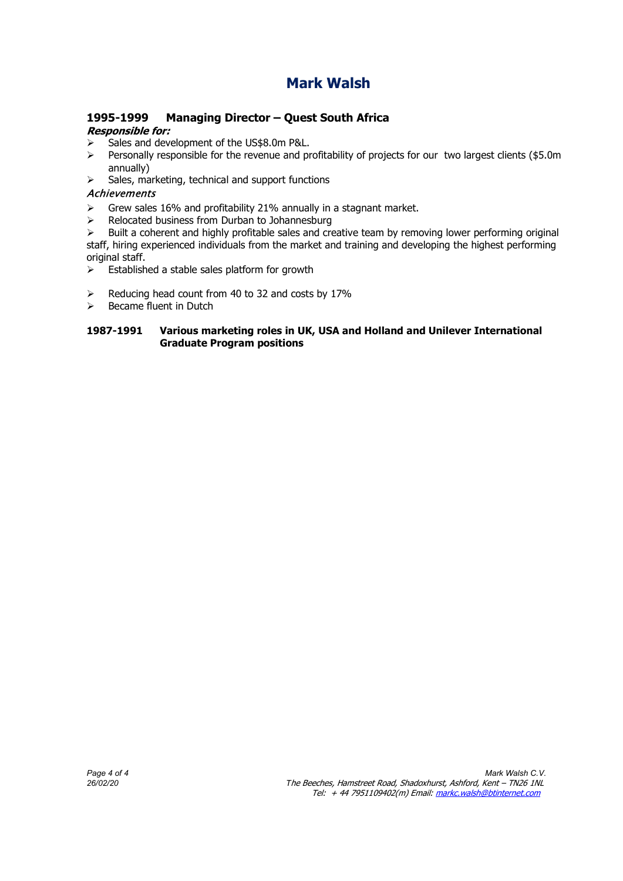### 1995-1999 Managing Director – Quest South Africa

***Responsible for:***

- Sales and development of the US$8.0m P&L.
- Personally responsible for the revenue and profitability of projects for our two largest clients ($5.0m annually)
- Sales, marketing, technical and support functions

*Achievements*

- Grew sales 16% and profitability 21% annually in a stagnant market.
- Relocated business from Durban to Johannesburg
- Built a coherent and highly profitable sales and creative team by removing lower performing original staff, hiring experienced individuals from the market and training and developing the highest performing original staff.
- Established a stable sales platform for growth

- Reducing head count from 40 to 32 and costs by 17%
- Became fluent in Dutch

**1987-1991 Various marketing roles in UK, USA and Holland and Unilever International Graduate Program positions**